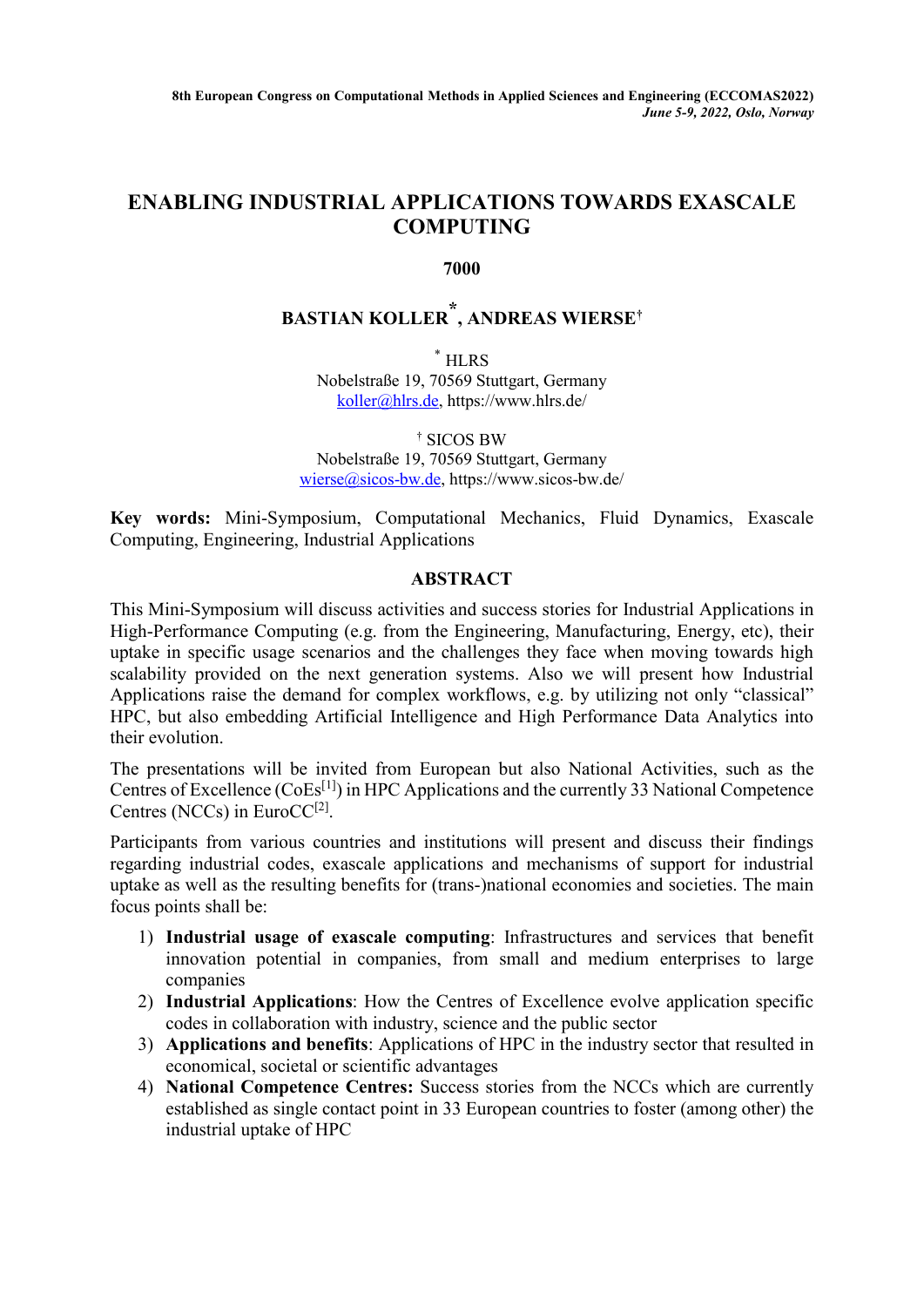# ENABLING INDUSTRIAL APPLICATIONS TOWARDS EXASCALE COMPUTING

**7000**

**BASTIAN KOLLER[*], ANDREAS WIERSE[†]**

[*] HLRS
Nobelstraße 19, 70569 Stuttgart, Germany
koller@hlrs.de, https://www.hlrs.de/

[†] SICOS BW
Nobelstraße 19, 70569 Stuttgart, Germany
wierse@sicos-bw.de, https://www.sicos-bw.de/

**Key words:** Mini-Symposium, Computational Mechanics, Fluid Dynamics, Exascale Computing, Engineering, Industrial Applications

## ABSTRACT

This Mini-Symposium will discuss activities and success stories for Industrial Applications in High-Performance Computing (e.g. from the Engineering, Manufacturing, Energy, etc), their uptake in specific usage scenarios and the challenges they face when moving towards high scalability provided on the next generation systems. Also we will present how Industrial Applications raise the demand for complex workflows, e.g. by utilizing not only "classical" HPC, but also embedding Artificial Intelligence and High Performance Data Analytics into their evolution.

The presentations will be invited from European but also National Activities, such as the Centres of Excellence (CoEs[1]) in HPC Applications and the currently 33 National Competence Centres (NCCs) in EuroCC[2].

Participants from various countries and institutions will present and discuss their findings regarding industrial codes, exascale applications and mechanisms of support for industrial uptake as well as the resulting benefits for (trans-)national economies and societies. The main focus points shall be:

1) **Industrial usage of exascale computing**: Infrastructures and services that benefit innovation potential in companies, from small and medium enterprises to large companies
2) **Industrial Applications**: How the Centres of Excellence evolve application specific codes in collaboration with industry, science and the public sector
3) **Applications and benefits**: Applications of HPC in the industry sector that resulted in economical, societal or scientific advantages
4) **National Competence Centres:** Success stories from the NCCs which are currently established as single contact point in 33 European countries to foster (among other) the industrial uptake of HPC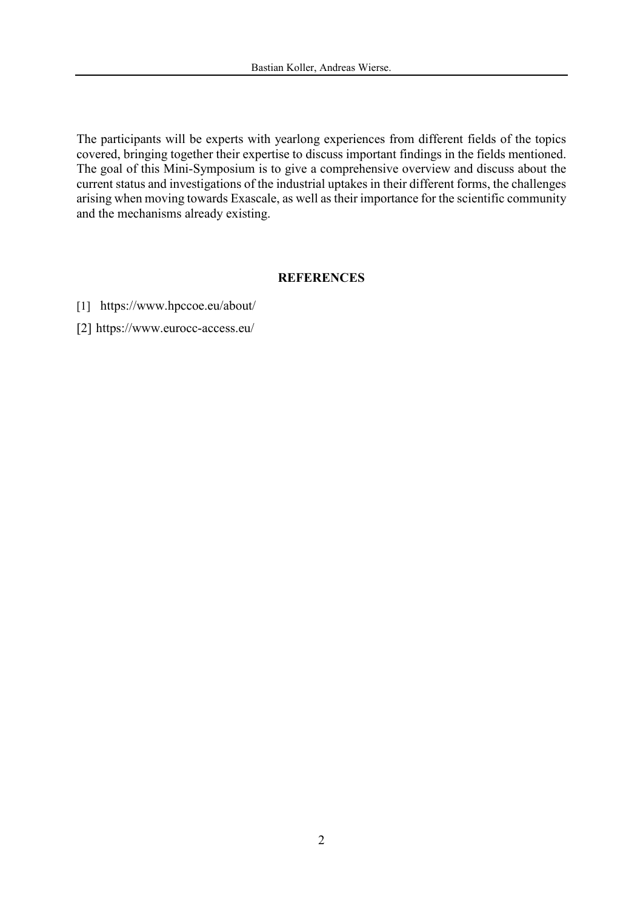The participants will be experts with yearlong experiences from different fields of the topics covered, bringing together their expertise to discuss important findings in the fields mentioned. The goal of this Mini-Symposium is to give a comprehensive overview and discuss about the current status and investigations of the industrial uptakes in their different forms, the challenges arising when moving towards Exascale, as well as their importance for the scientific community and the mechanisms already existing.

## REFERENCES

[1] https://www.hpccoe.eu/about/

[2] https://www.eurocc-access.eu/